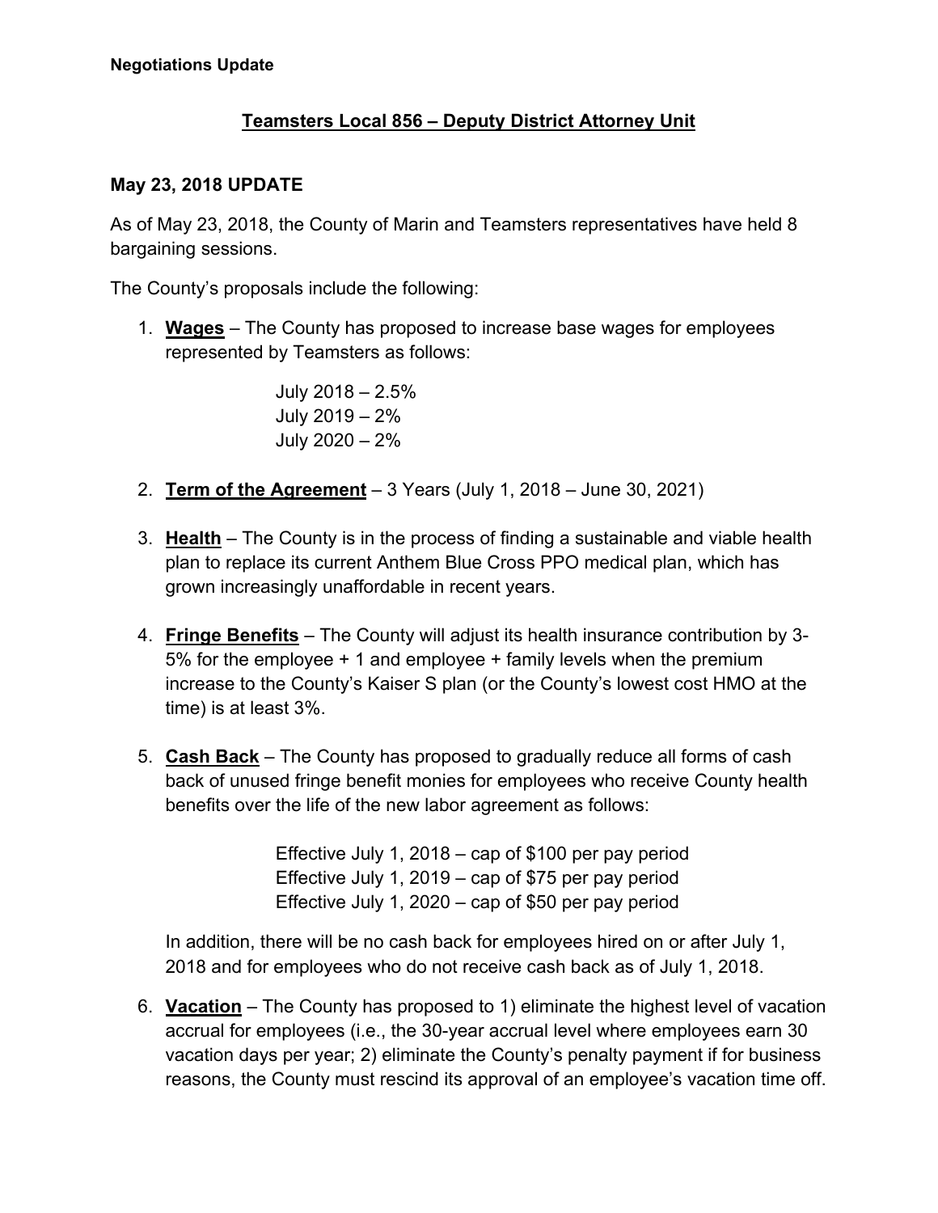**Negotiations Update**

## Teamsters Local 856 – Deputy District Attorney Unit

### May 23, 2018 UPDATE

As of May 23, 2018, the County of Marin and Teamsters representatives have held 8 bargaining sessions.

The County's proposals include the following:

1. **Wages** – The County has proposed to increase base wages for employees represented by Teamsters as follows:

   July 2018 – 2.5%
   July 2019 – 2%
   July 2020 – 2%

2. **Term of the Agreement** – 3 Years (July 1, 2018 – June 30, 2021)

3. **Health** – The County is in the process of finding a sustainable and viable health plan to replace its current Anthem Blue Cross PPO medical plan, which has grown increasingly unaffordable in recent years.

4. **Fringe Benefits** – The County will adjust its health insurance contribution by 3-5% for the employee + 1 and employee + family levels when the premium increase to the County's Kaiser S plan (or the County's lowest cost HMO at the time) is at least 3%.

5. **Cash Back** – The County has proposed to gradually reduce all forms of cash back of unused fringe benefit monies for employees who receive County health benefits over the life of the new labor agreement as follows:

   Effective July 1, 2018 – cap of $100 per pay period
   Effective July 1, 2019 – cap of $75 per pay period
   Effective July 1, 2020 – cap of $50 per pay period

   In addition, there will be no cash back for employees hired on or after July 1, 2018 and for employees who do not receive cash back as of July 1, 2018.

6. **Vacation** – The County has proposed to 1) eliminate the highest level of vacation accrual for employees (i.e., the 30-year accrual level where employees earn 30 vacation days per year; 2) eliminate the County's penalty payment if for business reasons, the County must rescind its approval of an employee's vacation time off.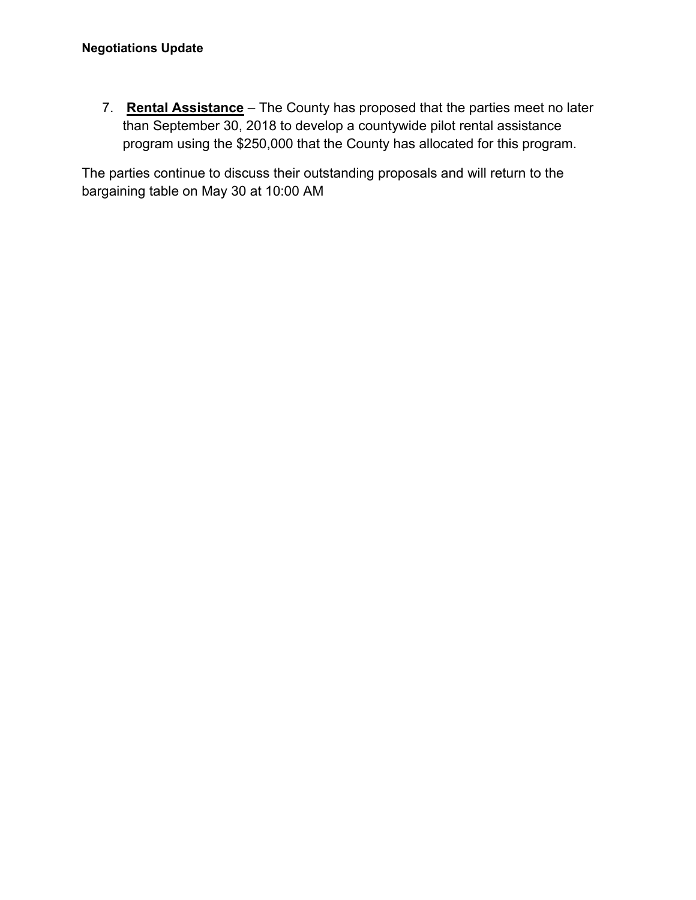7. **Rental Assistance** – The County has proposed that the parties meet no later than September 30, 2018 to develop a countywide pilot rental assistance program using the $250,000 that the County has allocated for this program.

The parties continue to discuss their outstanding proposals and will return to the bargaining table on May 30 at 10:00 AM